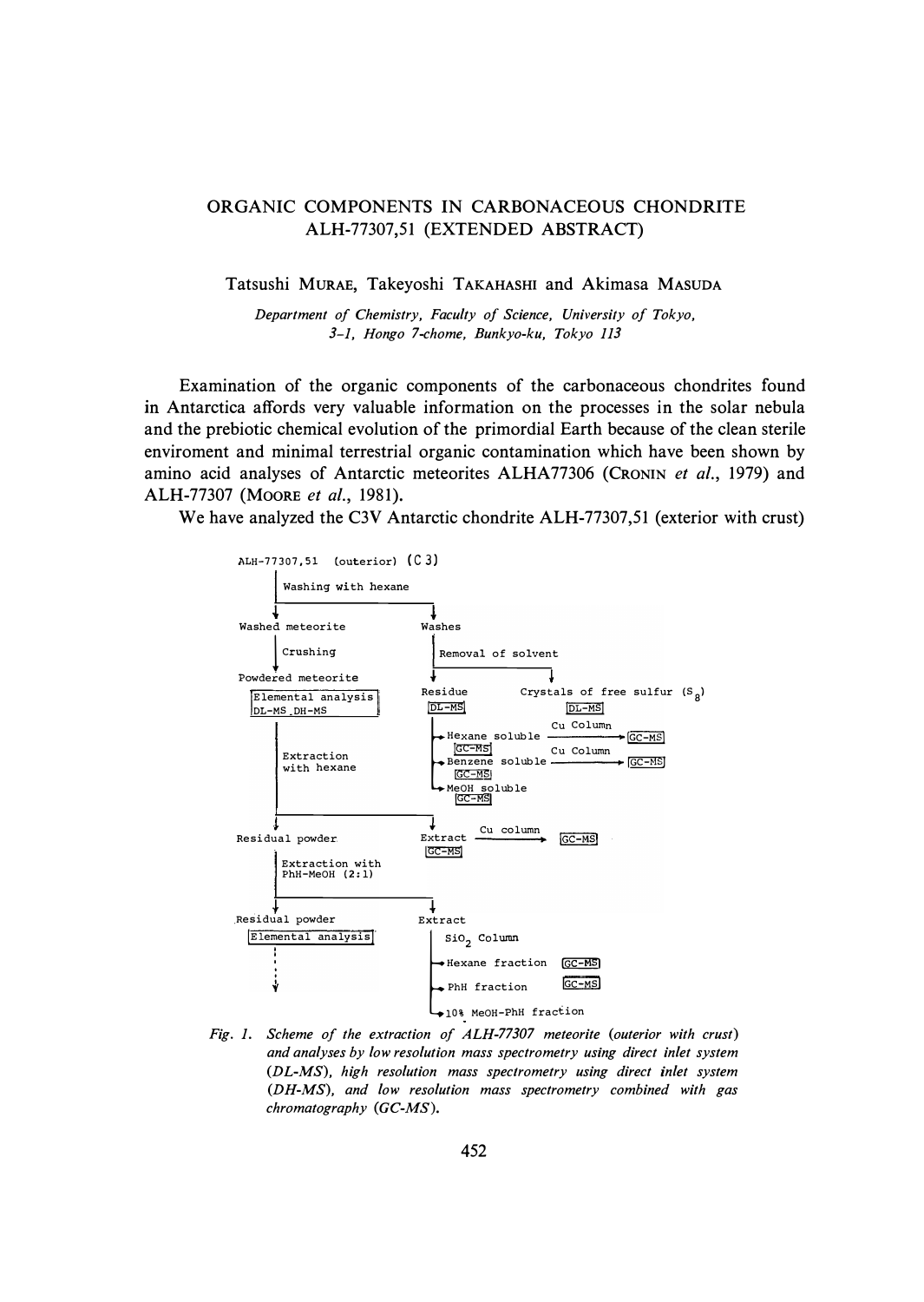# ORGANIC COMPONENTS IN CARBONACEOUS CHONDRITE ALH-77307,51 (EXTENDED ABSTRACT)

Tatsushi MURAE, Takeyoshi TAKAHASHI and Akimasa MASUDA

*Department of Chemistry, Faculty of Science, University of Tokyo, 3-1, Hongo 7-chome, Bunkyo-ku, Tokyo 113*

Examination of the organic components of the carbonaceous chondrites found in Antarctica affords very valuable information on the processes in the solar nebula and the prebiotic chemical evolution of the primordial Earth because of the clean sterile enviroment and minimal terrestrial organic contamination which have been shown by amino acid analyses of Antarctic meteorites ALHA77306 (CRONIN *et al.*, 1979) and ALH-77307 (MOORE *et al.*, 1981).

We have analyzed the C3V Antarctic chondrite ALH-77307,51 (exterior with crust)

```
ALH-77307,51 (outerior) (C 3)
 |  Washing with hexane
 |---------------------------------> Washes
 v                                    |  Removal of solvent
Washed meteorite                      |------------------------> Crystals of free sulfur (S8)
 |  Crushing                          v                           [DL-MS]
 v                                   Residue
Powdered meteorite                   [DL-MS]
[Elemental analysis]                  |-> Hexane soluble [GC-MS] --Cu Column--> [GC-MS]
[DL-MS, DH-MS]                        |-> Benzene soluble [GC-MS] --Cu Column--> [GC-MS]
 |  Extraction with hexane            |-> MeOH soluble [GC-MS]
 |---------------------------------> Extract [GC-MS] --Cu column--> [GC-MS]
 v
Residual powder
 |  Extraction with PhH-MeOH (2:1)
 |---------------------------------> Extract
 v                                    |  SiO2 Column
Residual powder                       |-> Hexane fraction [GC-MS]
[Elemental analysis]                  |-> PhH fraction [GC-MS]
 :                                    |-> 10% MeOH-PhH fraction
 v
```

*Fig. 1. Scheme of the extraction of ALH-77307 meteorite (outerior with crust) and analyses by low resolution mass spectrometry using direct inlet system (DL-MS), high resolution mass spectrometry using direct inlet system (DH-MS), and low resolution mass spectrometry combined with gas chromatography (GC-MS).*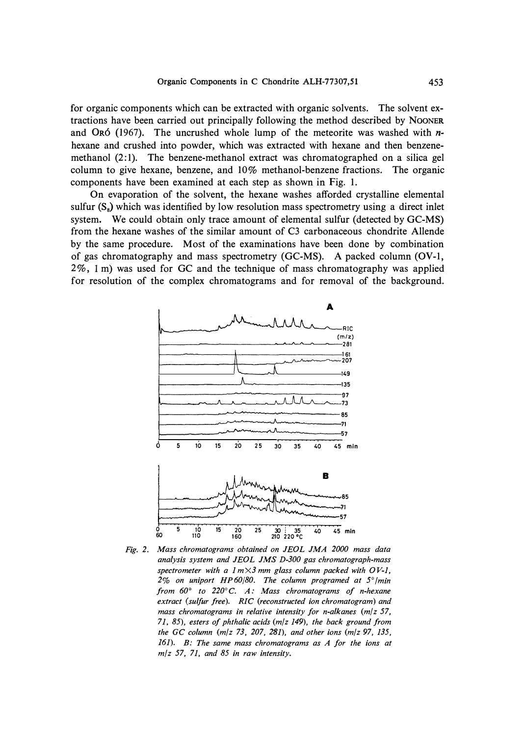for organic components which can be extracted with organic solvents. The solvent extractions have been carried out principally following the method described by NOONER and ORÓ (1967). The uncrushed whole lump of the meteorite was washed with *n*-hexane and crushed into powder, which was extracted with hexane and then benzene-methanol (2:1). The benzene-methanol extract was chromatographed on a silica gel column to give hexane, benzene, and 10% methanol-benzene fractions. The organic components have been examined at each step as shown in Fig. 1.

On evaporation of the solvent, the hexane washes afforded crystalline elemental sulfur ($S_8$) which was identified by low resolution mass spectrometry using a direct inlet system. We could obtain only trace amount of elemental sulfur (detected by GC-MS) from the hexane washes of the similar amount of C3 carbonaceous chondrite Allende by the same procedure. Most of the examinations have been done by combination of gas chromatography and mass spectrometry (GC-MS). A packed column (OV-1, 2%, 1 m) was used for GC and the technique of mass chromatography was applied for resolution of the complex chromatograms and for removal of the background.

*Fig. 2. Mass chromatograms obtained on JEOL JMA 2000 mass data analysis system and JEOL JMS D-300 gas chromatograph-mass spectrometer with a 1 m×3 mm glass column packed with OV-1, 2% on uniport HP60/80. The column programed at 5°/min from 60° to 220°C. A: Mass chromatograms of n-hexane extract (sulfur free). RIC (reconstructed ion chromatogram) and mass chromatograms in relative intensity for n-alkanes (m/z 57, 71, 85), esters of phthalic acids (m/z 149), the back ground from the GC column (m/z 73, 207, 281), and other ions (m/z 97, 135, 161). B: The same mass chromatograms as A for the ions at m/z 57, 71, and 85 in raw intensity.*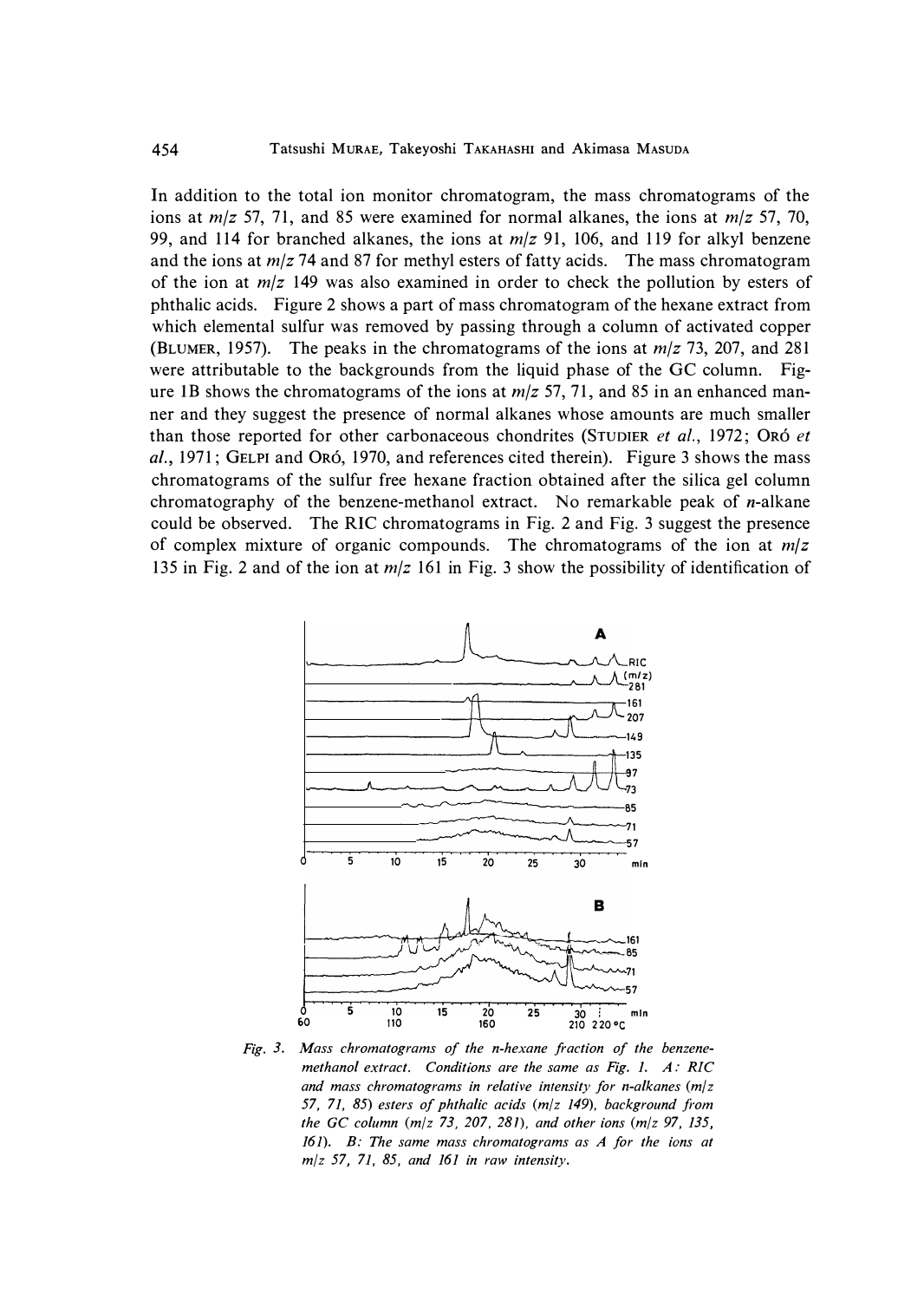In addition to the total ion monitor chromatogram, the mass chromatograms of the ions at $m/z$ 57, 71, and 85 were examined for normal alkanes, the ions at $m/z$ 57, 70, 99, and 114 for branched alkanes, the ions at $m/z$ 91, 106, and 119 for alkyl benzene and the ions at $m/z$ 74 and 87 for methyl esters of fatty acids. The mass chromatogram of the ion at $m/z$ 149 was also examined in order to check the pollution by esters of phthalic acids. Figure 2 shows a part of mass chromatogram of the hexane extract from which elemental sulfur was removed by passing through a column of activated copper (BLUMER, 1957). The peaks in the chromatograms of the ions at $m/z$ 73, 207, and 281 were attributable to the backgrounds from the liquid phase of the GC column. Figure 1B shows the chromatograms of the ions at $m/z$ 57, 71, and 85 in an enhanced manner and they suggest the presence of normal alkanes whose amounts are much smaller than those reported for other carbonaceous chondrites (STUDIER *et al.*, 1972; ORÓ *et al.*, 1971; GELPI and ORÓ, 1970, and references cited therein). Figure 3 shows the mass chromatograms of the sulfur free hexane fraction obtained after the silica gel column chromatography of the benzene-methanol extract. No remarkable peak of *n*-alkane could be observed. The RIC chromatograms in Fig. 2 and Fig. 3 suggest the presence of complex mixture of organic compounds. The chromatograms of the ion at $m/z$ 135 in Fig. 2 and of the ion at $m/z$ 161 in Fig. 3 show the possibility of identification of

*Fig. 3. Mass chromatograms of the n-hexane fraction of the benzene-methanol extract. Conditions are the same as Fig. 1. A: RIC and mass chromatograms in relative intensity for n-alkanes (m/z 57, 71, 85) esters of phthalic acids (m/z 149), background from the GC column (m/z 73, 207, 281), and other ions (m/z 97, 135, 161). B: The same mass chromatograms as A for the ions at m/z 57, 71, 85, and 161 in raw intensity.*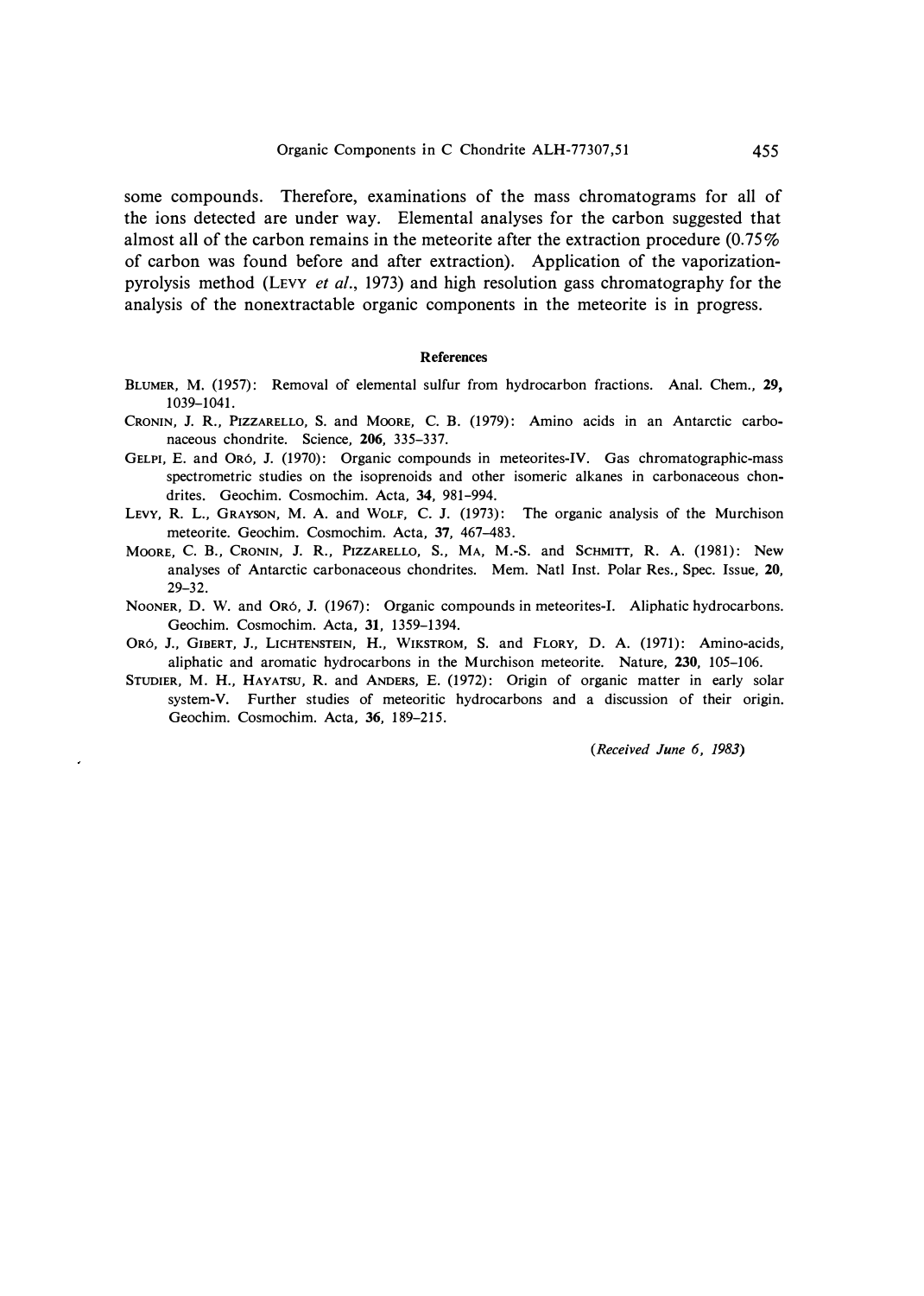some compounds. Therefore, examinations of the mass chromatograms for all of the ions detected are under way. Elemental analyses for the carbon suggested that almost all of the carbon remains in the meteorite after the extraction procedure (0.75% of carbon was found before and after extraction). Application of the vaporization-pyrolysis method (LEVY *et al.*, 1973) and high resolution gass chromatography for the analysis of the nonextractable organic components in the meteorite is in progress.

## References

BLUMER, M. (1957): Removal of elemental sulfur from hydrocarbon fractions. Anal. Chem., **29**, 1039–1041.

CRONIN, J. R., PIZZARELLO, S. and MOORE, C. B. (1979): Amino acids in an Antarctic carbonaceous chondrite. Science, **206**, 335–337.

GELPI, E. and ORÓ, J. (1970): Organic compounds in meteorites-IV. Gas chromatographic-mass spectrometric studies on the isoprenoids and other isomeric alkanes in carbonaceous chondrites. Geochim. Cosmochim. Acta, **34**, 981–994.

LEVY, R. L., GRAYSON, M. A. and WOLF, C. J. (1973): The organic analysis of the Murchison meteorite. Geochim. Cosmochim. Acta, **37**, 467–483.

MOORE, C. B., CRONIN, J. R., PIZZARELLO, S., MA, M.-S. and SCHMITT, R. A. (1981): New analyses of Antarctic carbonaceous chondrites. Mem. Natl Inst. Polar Res., Spec. Issue, **20**, 29–32.

NOONER, D. W. and ORÓ, J. (1967): Organic compounds in meteorites-I. Aliphatic hydrocarbons. Geochim. Cosmochim. Acta, **31**, 1359–1394.

ORÓ, J., GIBERT, J., LICHTENSTEIN, H., WIKSTROM, S. and FLORY, D. A. (1971): Amino-acids, aliphatic and aromatic hydrocarbons in the Murchison meteorite. Nature, **230**, 105–106.

STUDIER, M. H., HAYATSU, R. and ANDERS, E. (1972): Origin of organic matter in early solar system-V. Further studies of meteoritic hydrocarbons and a discussion of their origin. Geochim. Cosmochim. Acta, **36**, 189–215.

*(Received June 6, 1983)*